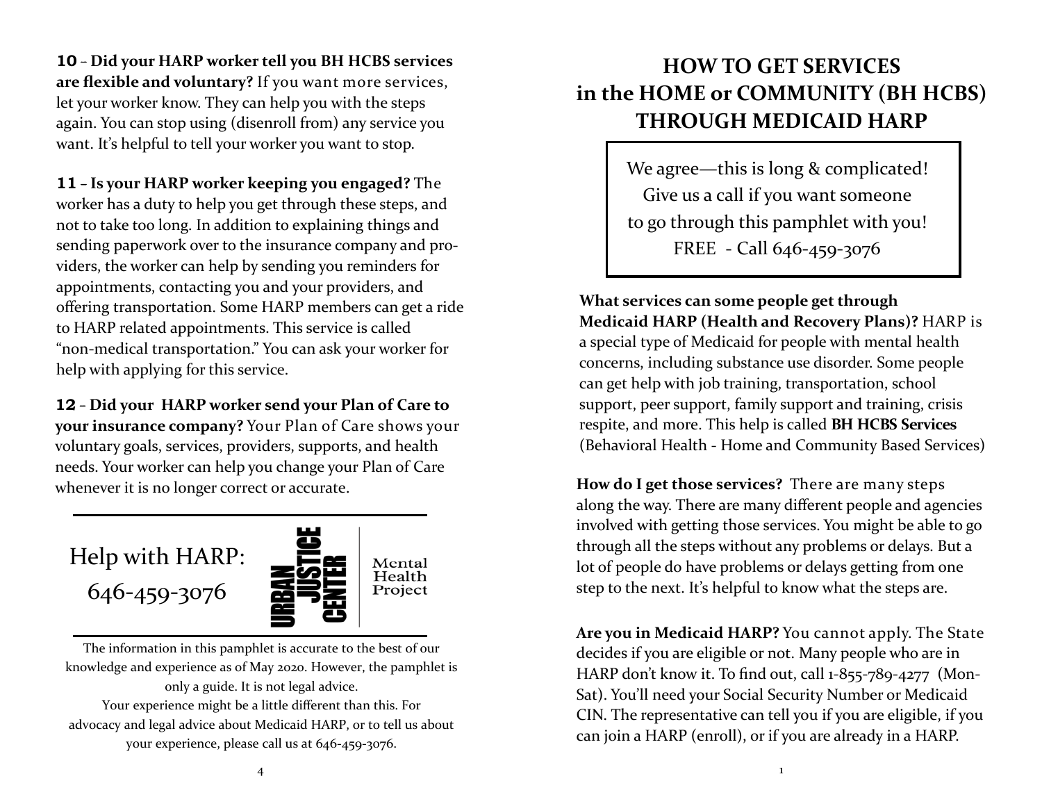# HOW TO GET SERVICES in the HOME or COMMUNITY (BH HCBS) THROUGH MEDICAID HARP

We agree—this is long & complicated!
Give us a call if you want someone
to go through this pamphlet with you!
FREE - Call 646-459-3076

**What services can some people get through Medicaid HARP (Health and Recovery Plans)?** HARP is a special type of Medicaid for people with mental health concerns, including substance use disorder. Some people can get help with job training, transportation, school support, peer support, family support and training, crisis respite, and more. This help is called **BH HCBS Services** (Behavioral Health - Home and Community Based Services)

**How do I get those services?** There are many steps along the way. There are many different people and agencies involved with getting those services. You might be able to go through all the steps without any problems or delays. But a lot of people do have problems or delays getting from one step to the next. It's helpful to know what the steps are.

**Are you in Medicaid HARP?** You cannot apply. The State decides if you are eligible or not. Many people who are in HARP don't know it. To find out, call 1-855-789-4277 (Mon-Sat). You'll need your Social Security Number or Medicaid CIN. The representative can tell you if you are eligible, if you can join a HARP (enroll), or if you are already in a HARP.

**10 – Did your HARP worker tell you BH HCBS services are flexible and voluntary?** If you want more services, let your worker know. They can help you with the steps again. You can stop using (disenroll from) any service you want. It's helpful to tell your worker you want to stop.

**11 – Is your HARP worker keeping you engaged?** The worker has a duty to help you get through these steps, and not to take too long. In addition to explaining things and sending paperwork over to the insurance company and providers, the worker can help by sending you reminders for appointments, contacting you and your providers, and offering transportation. Some HARP members can get a ride to HARP related appointments. This service is called "non-medical transportation." You can ask your worker for help with applying for this service.

**12 – Did your HARP worker send your Plan of Care to your insurance company?** Your Plan of Care shows your voluntary goals, services, providers, supports, and health needs. Your worker can help you change your Plan of Care whenever it is no longer correct or accurate.

Help with HARP:
646-459-3076

URBAN JUSTICE CENTER | Mental Health Project

The information in this pamphlet is accurate to the best of our knowledge and experience as of May 2020. However, the pamphlet is only a guide. It is not legal advice.
Your experience might be a little different than this. For advocacy and legal advice about Medicaid HARP, or to tell us about your experience, please call us at 646-459-3076.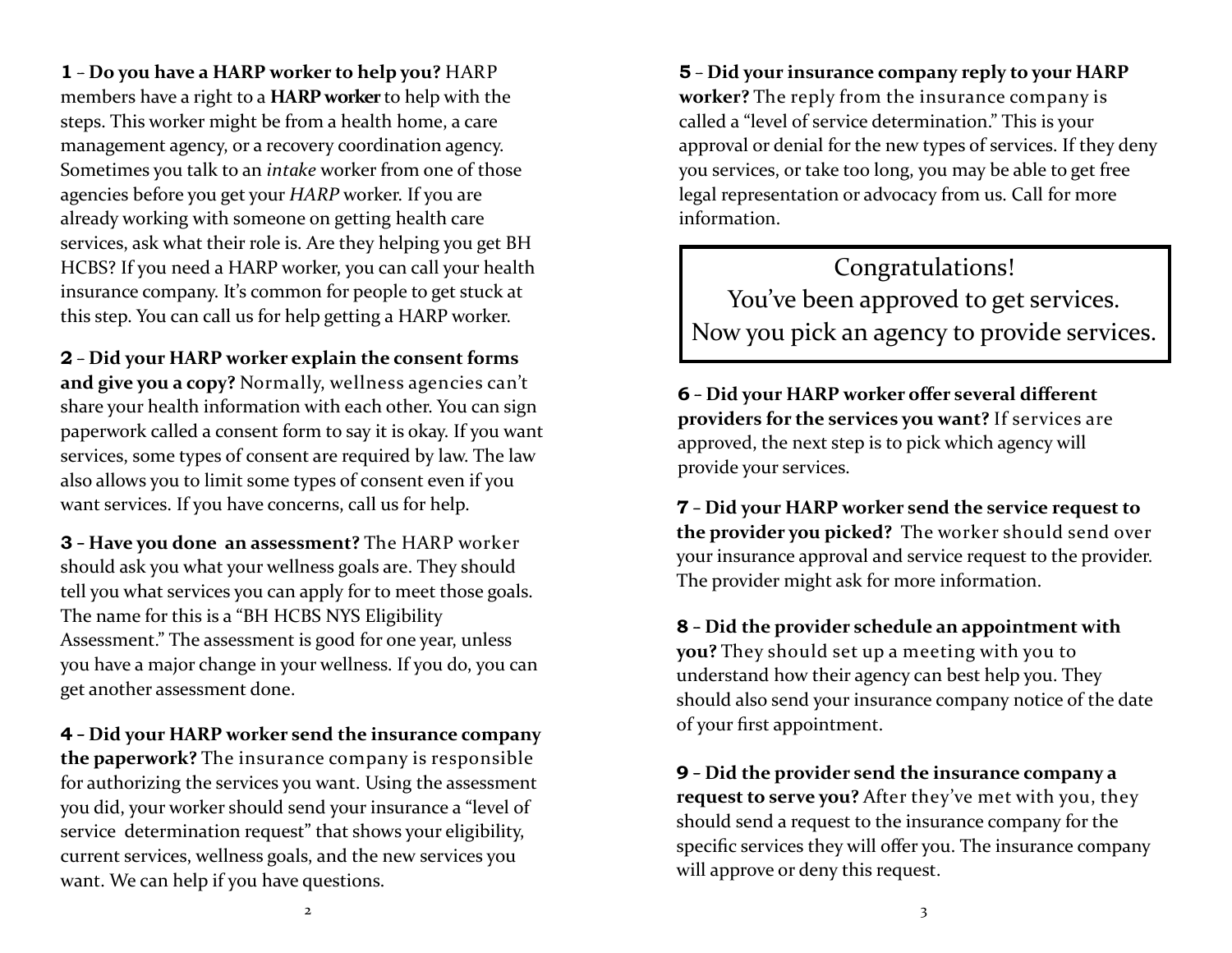**1 – Do you have a HARP worker to help you?** HARP members have a right to a **HARP worker** to help with the steps. This worker might be from a health home, a care management agency, or a recovery coordination agency. Sometimes you talk to an *intake* worker from one of those agencies before you get your *HARP* worker. If you are already working with someone on getting health care services, ask what their role is. Are they helping you get BH HCBS? If you need a HARP worker, you can call your health insurance company. It's common for people to get stuck at this step. You can call us for help getting a HARP worker.

**2 – Did your HARP worker explain the consent forms and give you a copy?** Normally, wellness agencies can't share your health information with each other. You can sign paperwork called a consent form to say it is okay. If you want services, some types of consent are required by law. The law also allows you to limit some types of consent even if you want services. If you have concerns, call us for help.

**3 – Have you done an assessment?** The HARP worker should ask you what your wellness goals are. They should tell you what services you can apply for to meet those goals. The name for this is a "BH HCBS NYS Eligibility Assessment." The assessment is good for one year, unless you have a major change in your wellness. If you do, you can get another assessment done.

**4 – Did your HARP worker send the insurance company the paperwork?** The insurance company is responsible for authorizing the services you want. Using the assessment you did, your worker should send your insurance a "level of service determination request" that shows your eligibility, current services, wellness goals, and the new services you want. We can help if you have questions.

**5 – Did your insurance company reply to your HARP worker?** The reply from the insurance company is called a "level of service determination." This is your approval or denial for the new types of services. If they deny you services, or take too long, you may be able to get free legal representation or advocacy from us. Call for more information.

> Congratulations!
> You've been approved to get services.
> Now you pick an agency to provide services.

**6 – Did your HARP worker offer several different providers for the services you want?** If services are approved, the next step is to pick which agency will provide your services.

**7 – Did your HARP worker send the service request to the provider you picked?** The worker should send over your insurance approval and service request to the provider. The provider might ask for more information.

**8 – Did the provider schedule an appointment with you?** They should set up a meeting with you to understand how their agency can best help you. They should also send your insurance company notice of the date of your first appointment.

**9 – Did the provider send the insurance company a request to serve you?** After they've met with you, they should send a request to the insurance company for the specific services they will offer you. The insurance company will approve or deny this request.